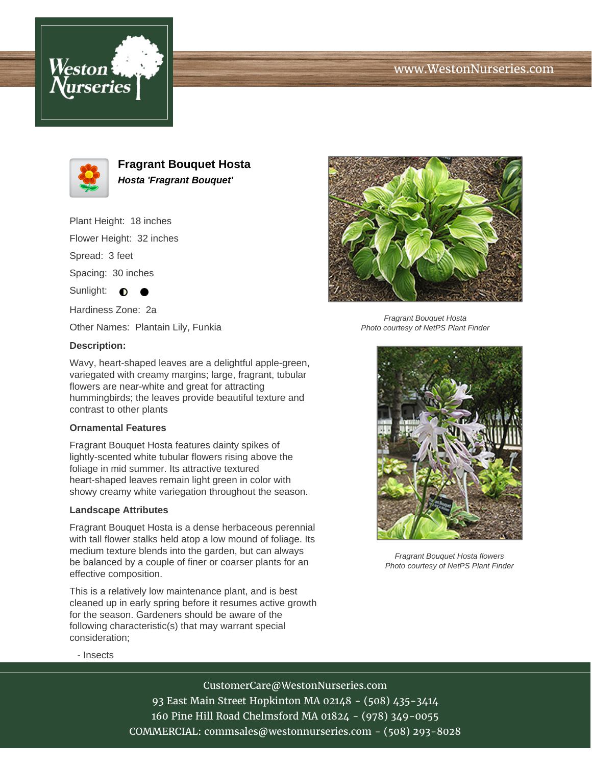# Fragrant Bouquet Hosta

***Hosta 'Fragrant Bouquet'***

Plant Height: 18 inches

Flower Height: 32 inches

Spread: 3 feet

Spacing: 30 inches

Sunlight: ◐ ●

Hardiness Zone: 2a

Other Names: Plantain Lily, Funkia

**Description:**

Wavy, heart-shaped leaves are a delightful apple-green, variegated with creamy margins; large, fragrant, tubular flowers are near-white and great for attracting hummingbirds; the leaves provide beautiful texture and contrast to other plants

### Ornamental Features

Fragrant Bouquet Hosta features dainty spikes of lightly-scented white tubular flowers rising above the foliage in mid summer. Its attractive textured heart-shaped leaves remain light green in color with showy creamy white variegation throughout the season.

### Landscape Attributes

Fragrant Bouquet Hosta is a dense herbaceous perennial with tall flower stalks held atop a low mound of foliage. Its medium texture blends into the garden, but can always be balanced by a couple of finer or coarser plants for an effective composition.

This is a relatively low maintenance plant, and is best cleaned up in early spring before it resumes active growth for the season. Gardeners should be aware of the following characteristic(s) that may warrant special consideration;

- Insects

*Fragrant Bouquet Hosta*
*Photo courtesy of NetPS Plant Finder*

*Fragrant Bouquet Hosta flowers*
*Photo courtesy of NetPS Plant Finder*

CustomerCare@WestonNurseries.com
93 East Main Street Hopkinton MA 02148 - (508) 435-3414
160 Pine Hill Road Chelmsford MA 01824 - (978) 349-0055
COMMERCIAL: commsales@westonnurseries.com - (508) 293-8028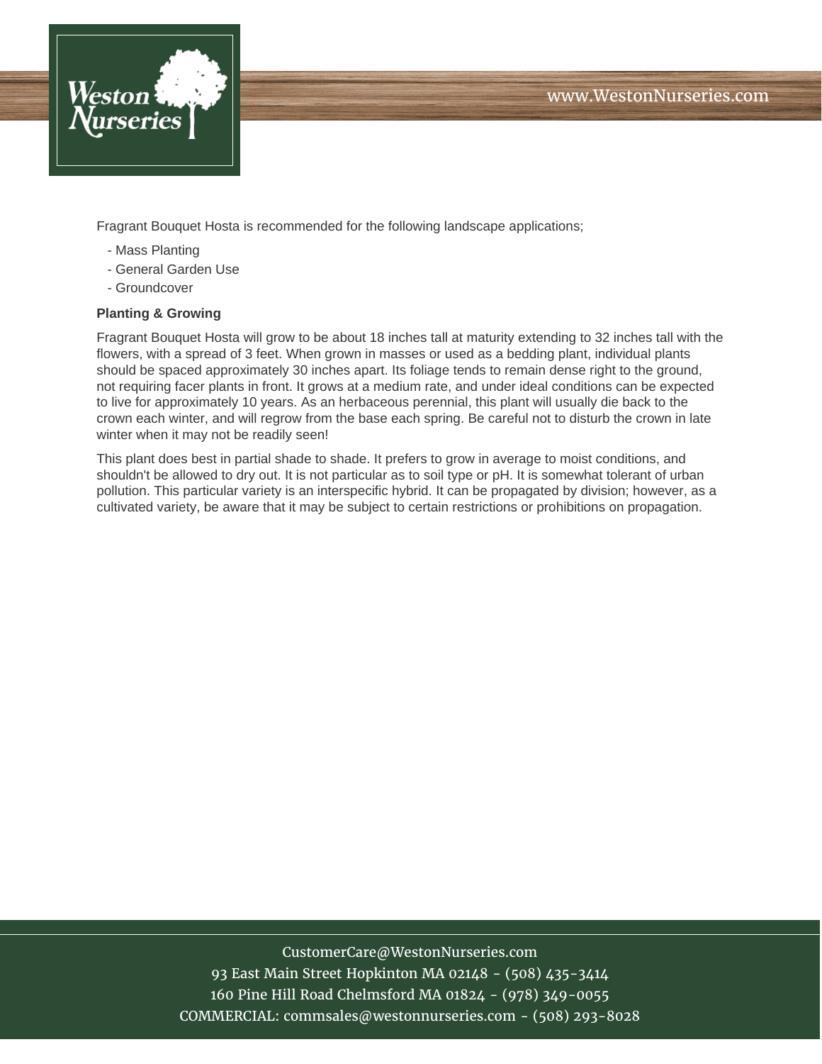Fragrant Bouquet Hosta is recommended for the following landscape applications;

- Mass Planting
- General Garden Use
- Groundcover

**Planting & Growing**

Fragrant Bouquet Hosta will grow to be about 18 inches tall at maturity extending to 32 inches tall with the flowers, with a spread of 3 feet. When grown in masses or used as a bedding plant, individual plants should be spaced approximately 30 inches apart. Its foliage tends to remain dense right to the ground, not requiring facer plants in front. It grows at a medium rate, and under ideal conditions can be expected to live for approximately 10 years. As an herbaceous perennial, this plant will usually die back to the crown each winter, and will regrow from the base each spring. Be careful not to disturb the crown in late winter when it may not be readily seen!

This plant does best in partial shade to shade. It prefers to grow in average to moist conditions, and shouldn't be allowed to dry out. It is not particular as to soil type or pH. It is somewhat tolerant of urban pollution. This particular variety is an interspecific hybrid. It can be propagated by division; however, as a cultivated variety, be aware that it may be subject to certain restrictions or prohibitions on propagation.